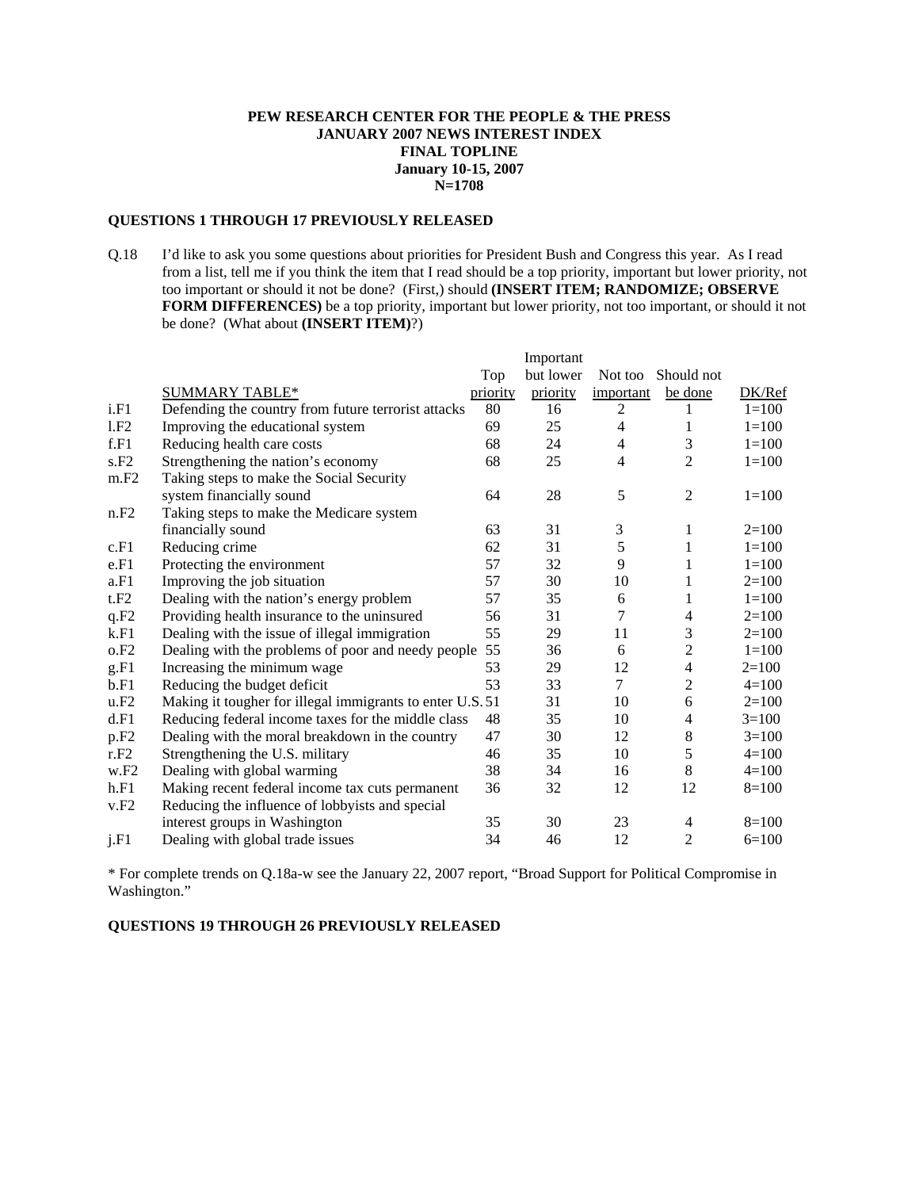**PEW RESEARCH CENTER FOR THE PEOPLE & THE PRESS**
**JANUARY 2007 NEWS INTEREST INDEX**
**FINAL TOPLINE**
**January 10-15, 2007**
**N=1708**

**QUESTIONS 1 THROUGH 17 PREVIOUSLY RELEASED**

Q.18 I'd like to ask you some questions about priorities for President Bush and Congress this year. As I read from a list, tell me if you think the item that I read should be a top priority, important but lower priority, not too important or should it not be done? (First,) should **(INSERT ITEM; RANDOMIZE; OBSERVE FORM DIFFERENCES)** be a top priority, important but lower priority, not too important, or should it not be done? (What about **(INSERT ITEM)**?)

| | SUMMARY TABLE* | Top priority | Important but lower priority | Not too important | Should not be done | DK/Ref |
|---|---|---|---|---|---|---|
| i.F1 | Defending the country from future terrorist attacks | 80 | 16 | 2 | 1 | 1=100 |
| l.F2 | Improving the educational system | 69 | 25 | 4 | 1 | 1=100 |
| f.F1 | Reducing health care costs | 68 | 24 | 4 | 3 | 1=100 |
| s.F2 | Strengthening the nation's economy | 68 | 25 | 4 | 2 | 1=100 |
| m.F2 | Taking steps to make the Social Security system financially sound | 64 | 28 | 5 | 2 | 1=100 |
| n.F2 | Taking steps to make the Medicare system financially sound | 63 | 31 | 3 | 1 | 2=100 |
| c.F1 | Reducing crime | 62 | 31 | 5 | 1 | 1=100 |
| e.F1 | Protecting the environment | 57 | 32 | 9 | 1 | 1=100 |
| a.F1 | Improving the job situation | 57 | 30 | 10 | 1 | 2=100 |
| t.F2 | Dealing with the nation's energy problem | 57 | 35 | 6 | 1 | 1=100 |
| q.F2 | Providing health insurance to the uninsured | 56 | 31 | 7 | 4 | 2=100 |
| k.F1 | Dealing with the issue of illegal immigration | 55 | 29 | 11 | 3 | 2=100 |
| o.F2 | Dealing with the problems of poor and needy people | 55 | 36 | 6 | 2 | 1=100 |
| g.F1 | Increasing the minimum wage | 53 | 29 | 12 | 4 | 2=100 |
| b.F1 | Reducing the budget deficit | 53 | 33 | 7 | 2 | 4=100 |
| u.F2 | Making it tougher for illegal immigrants to enter U.S. | 51 | 31 | 10 | 6 | 2=100 |
| d.F1 | Reducing federal income taxes for the middle class | 48 | 35 | 10 | 4 | 3=100 |
| p.F2 | Dealing with the moral breakdown in the country | 47 | 30 | 12 | 8 | 3=100 |
| r.F2 | Strengthening the U.S. military | 46 | 35 | 10 | 5 | 4=100 |
| w.F2 | Dealing with global warming | 38 | 34 | 16 | 8 | 4=100 |
| h.F1 | Making recent federal income tax cuts permanent | 36 | 32 | 12 | 12 | 8=100 |
| v.F2 | Reducing the influence of lobbyists and special interest groups in Washington | 35 | 30 | 23 | 4 | 8=100 |
| j.F1 | Dealing with global trade issues | 34 | 46 | 12 | 2 | 6=100 |

\* For complete trends on Q.18a-w see the January 22, 2007 report, "Broad Support for Political Compromise in Washington."

**QUESTIONS 19 THROUGH 26 PREVIOUSLY RELEASED**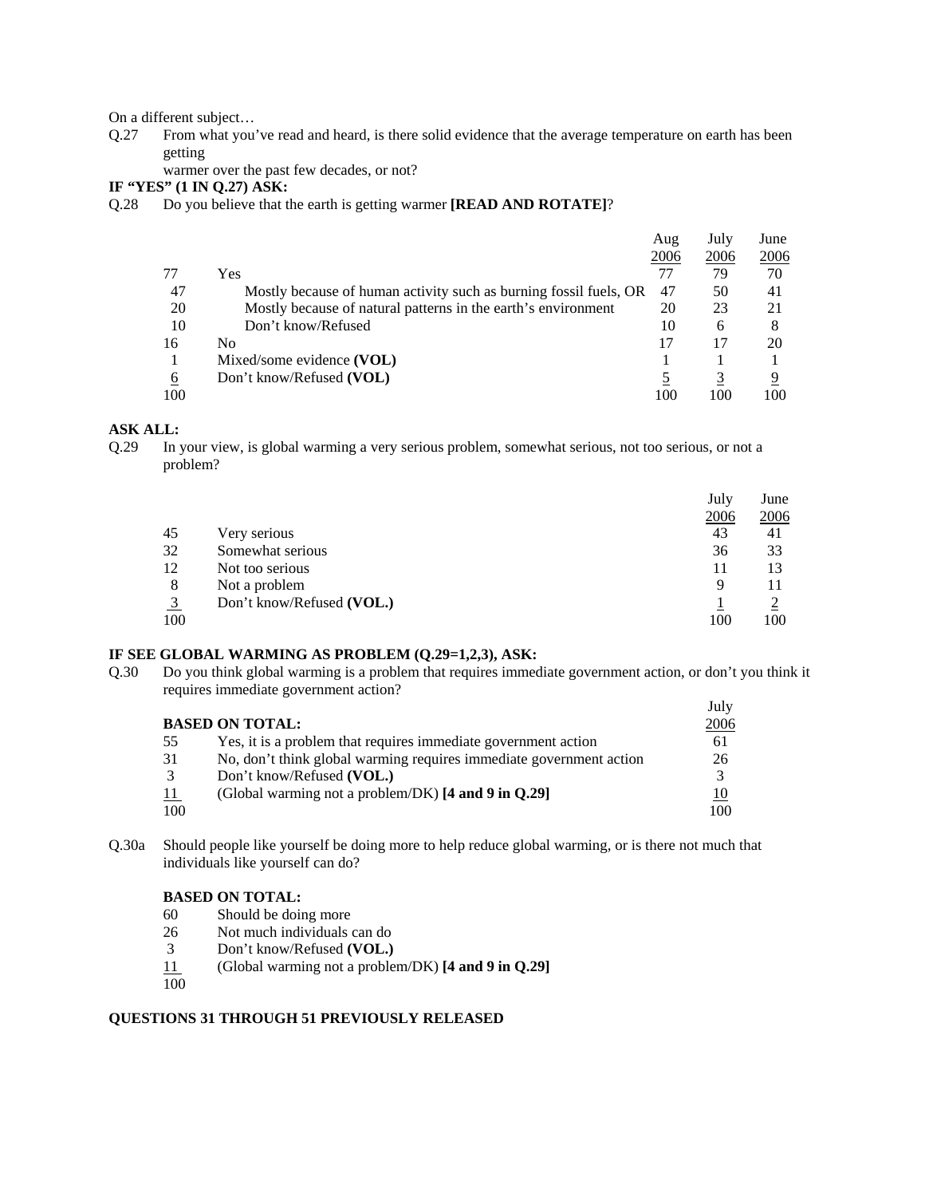On a different subject…

Q.27 From what you've read and heard, is there solid evidence that the average temperature on earth has been getting
warmer over the past few decades, or not?

**IF "YES" (1 IN Q.27) ASK:**

Q.28 Do you believe that the earth is getting warmer **[READ AND ROTATE]**?

| | | Aug 2006 | July 2006 | June 2006 |
|---|---|---|---|---|
| 77 | Yes | 77 | 79 | 70 |
| 47 | Mostly because of human activity such as burning fossil fuels, OR | 47 | 50 | 41 |
| 20 | Mostly because of natural patterns in the earth's environment | 20 | 23 | 21 |
| 10 | Don't know/Refused | 10 | 6 | 8 |
| 16 | No | 17 | 17 | 20 |
| 1 | Mixed/some evidence **(VOL)** | 1 | 1 | 1 |
| 6 | Don't know/Refused **(VOL)** | 5 | 3 | 9 |
| 100 | | 100 | 100 | 100 |

**ASK ALL:**

Q.29 In your view, is global warming a very serious problem, somewhat serious, not too serious, or not a problem?

| | | July 2006 | June 2006 |
|---|---|---|---|
| 45 | Very serious | 43 | 41 |
| 32 | Somewhat serious | 36 | 33 |
| 12 | Not too serious | 11 | 13 |
| 8 | Not a problem | 9 | 11 |
| 3 | Don't know/Refused **(VOL.)** | 1 | 2 |
| 100 | | 100 | 100 |

**IF SEE GLOBAL WARMING AS PROBLEM (Q.29=1,2,3), ASK:**

Q.30 Do you think global warming is a problem that requires immediate government action, or don't you think it requires immediate government action?

| **BASED ON TOTAL:** | | July 2006 |
|---|---|---|
| 55 | Yes, it is a problem that requires immediate government action | 61 |
| 31 | No, don't think global warming requires immediate government action | 26 |
| 3 | Don't know/Refused **(VOL.)** | 3 |
| 11 | (Global warming not a problem/DK) **[4 and 9 in Q.29]** | 10 |
| 100 | | 100 |

Q.30a Should people like yourself be doing more to help reduce global warming, or is there not much that individuals like yourself can do?

**BASED ON TOTAL:**

| | |
|---|---|
| 60 | Should be doing more |
| 26 | Not much individuals can do |
| 3 | Don't know/Refused **(VOL.)** |
| 11 | (Global warming not a problem/DK) **[4 and 9 in Q.29]** |
| 100 | |

**QUESTIONS 31 THROUGH 51 PREVIOUSLY RELEASED**